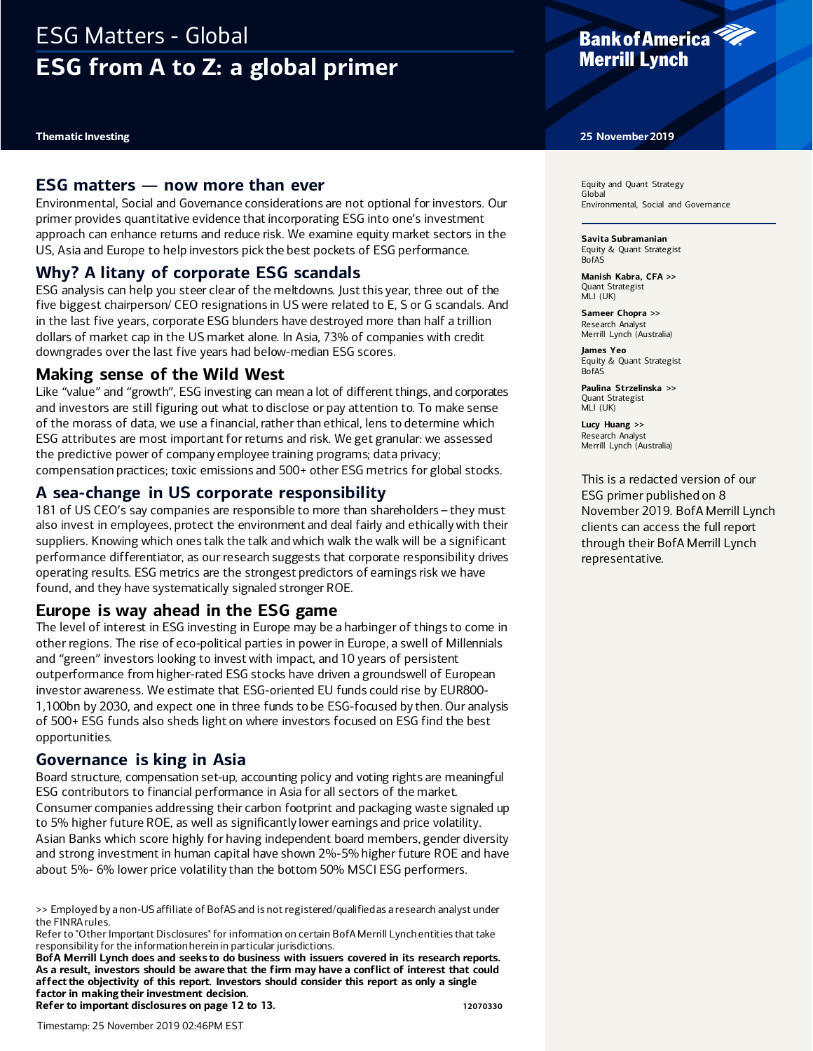# ESG Matters - Global

# ESG from A to Z: a global primer

**Thematic Investing**

**25 November 2019**

Equity and Quant Strategy
Global
Environmental, Social and Governance

**Savita Subramanian**
Equity & Quant Strategist
BofAS

**Manish Kabra, CFA >>**
Quant Strategist
MLI (UK)

**Sameer Chopra >>**
Research Analyst
Merrill Lynch (Australia)

**James Yeo**
Equity & Quant Strategist
BofAS

**Paulina Strzelinska >>**
Quant Strategist
MLI (UK)

**Lucy Huang >>**
Research Analyst
Merrill Lynch (Australia)

This is a redacted version of our ESG primer published on 8 November 2019. BofA Merrill Lynch clients can access the full report through their BofA Merrill Lynch representative.

## ESG matters — now more than ever

Environmental, Social and Governance considerations are not optional for investors. Our primer provides quantitative evidence that incorporating ESG into one's investment approach can enhance returns and reduce risk. We examine equity market sectors in the US, Asia and Europe to help investors pick the best pockets of ESG performance.

## Why? A litany of corporate ESG scandals

ESG analysis can help you steer clear of the meltdowns. Just this year, three out of the five biggest chairperson/ CEO resignations in US were related to E, S or G scandals. And in the last five years, corporate ESG blunders have destroyed more than half a trillion dollars of market cap in the US market alone. In Asia, 73% of companies with credit downgrades over the last five years had below-median ESG scores.

## Making sense of the Wild West

Like "value" and "growth", ESG investing can mean a lot of different things, and corporates and investors are still figuring out what to disclose or pay attention to. To make sense of the morass of data, we use a financial, rather than ethical, lens to determine which ESG attributes are most important for returns and risk. We get granular: we assessed the predictive power of company employee training programs; data privacy; compensation practices; toxic emissions and 500+ other ESG metrics for global stocks.

## A sea-change in US corporate responsibility

181 of US CEO's say companies are responsible to more than shareholders – they must also invest in employees, protect the environment and deal fairly and ethically with their suppliers. Knowing which ones talk the talk and which walk the walk will be a significant performance differentiator, as our research suggests that corporate responsibility drives operating results. ESG metrics are the strongest predictors of earnings risk we have found, and they have systematically signaled stronger ROE.

## Europe is way ahead in the ESG game

The level of interest in ESG investing in Europe may be a harbinger of things to come in other regions. The rise of eco-political parties in power in Europe, a swell of Millennials and "green" investors looking to invest with impact, and 10 years of persistent outperformance from higher-rated ESG stocks have driven a groundswell of European investor awareness. We estimate that ESG-oriented EU funds could rise by EUR800-1,100bn by 2030, and expect one in three funds to be ESG-focused by then. Our analysis of 500+ ESG funds also sheds light on where investors focused on ESG find the best opportunities.

## Governance is king in Asia

Board structure, compensation set-up, accounting policy and voting rights are meaningful ESG contributors to financial performance in Asia for all sectors of the market. Consumer companies addressing their carbon footprint and packaging waste signaled up to 5% higher future ROE, as well as significantly lower earnings and price volatility. Asian Banks which score highly for having independent board members, gender diversity and strong investment in human capital have shown 2%-5% higher future ROE and have about 5%- 6% lower price volatility than the bottom 50% MSCI ESG performers.

>> Employed by a non-US affiliate of BofAS and is not registered/qualified as a research analyst under the FINRA rules.
Refer to "Other Important Disclosures" for information on certain BofA Merrill Lynch entities that take responsibility for the information herein in particular jurisdictions.
**BofA Merrill Lynch does and seeks to do business with issuers covered in its research reports. As a result, investors should be aware that the firm may have a conflict of interest that could affect the objectivity of this report. Investors should consider this report as only a single factor in making their investment decision.**
**Refer to important disclosures on page 12 to 13.** 12070330

Timestamp: 25 November 2019 02:46PM EST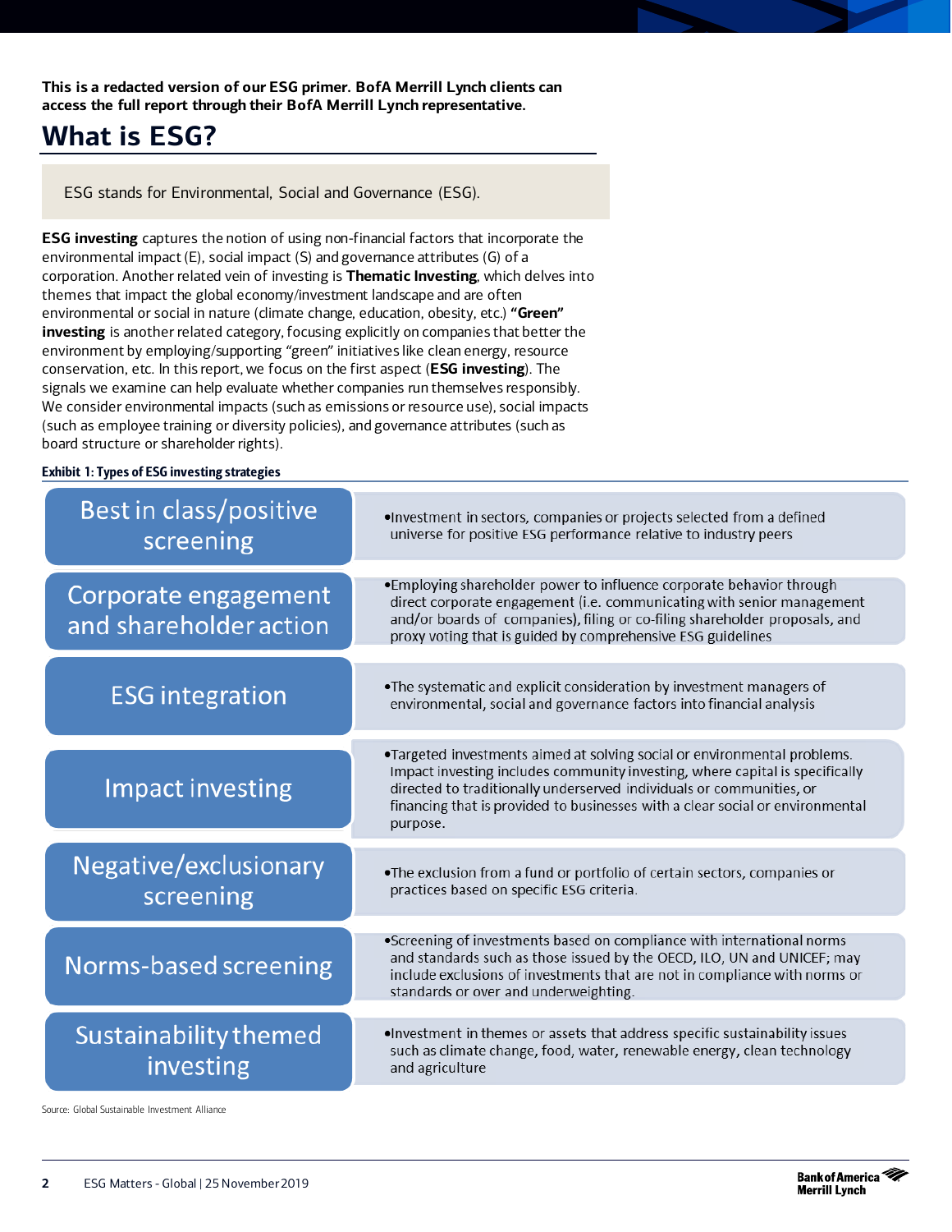**This is a redacted version of our ESG primer. BofA Merrill Lynch clients can access the full report through their BofA Merrill Lynch representative.**

# What is ESG?

ESG stands for Environmental, Social and Governance (ESG).

**ESG investing** captures the notion of using non-financial factors that incorporate the environmental impact (E), social impact (S) and governance attributes (G) of a corporation. Another related vein of investing is **Thematic Investing**, which delves into themes that impact the global economy/investment landscape and are often environmental or social in nature (climate change, education, obesity, etc.) **"Green" investing** is another related category, focusing explicitly on companies that better the environment by employing/supporting "green" initiatives like clean energy, resource conservation, etc. In this report, we focus on the first aspect (**ESG investing**). The signals we examine can help evaluate whether companies run themselves responsibly. We consider environmental impacts (such as emissions or resource use), social impacts (such as employee training or diversity policies), and governance attributes (such as board structure or shareholder rights).

**Exhibit 1: Types of ESG investing strategies**

| Strategy | Description |
| --- | --- |
| Best in class/positive screening | •Investment in sectors, companies or projects selected from a defined universe for positive ESG performance relative to industry peers |
| Corporate engagement and shareholder action | •Employing shareholder power to influence corporate behavior through direct corporate engagement (i.e. communicating with senior management and/or boards of companies), filing or co-filing shareholder proposals, and proxy voting that is guided by comprehensive ESG guidelines |
| ESG integration | •The systematic and explicit consideration by investment managers of environmental, social and governance factors into financial analysis |
| Impact investing | •Targeted investments aimed at solving social or environmental problems. Impact investing includes community investing, where capital is specifically directed to traditionally underserved individuals or communities, or financing that is provided to businesses with a clear social or environmental purpose. |
| Negative/exclusionary screening | •The exclusion from a fund or portfolio of certain sectors, companies or practices based on specific ESG criteria. |
| Norms-based screening | •Screening of investments based on compliance with international norms and standards such as those issued by the OECD, ILO, UN and UNICEF; may include exclusions of investments that are not in compliance with norms or standards or over and underweighting. |
| Sustainability themed investing | •Investment in themes or assets that address specific sustainability issues such as climate change, food, water, renewable energy, clean technology and agriculture |

Source: Global Sustainable Investment Alliance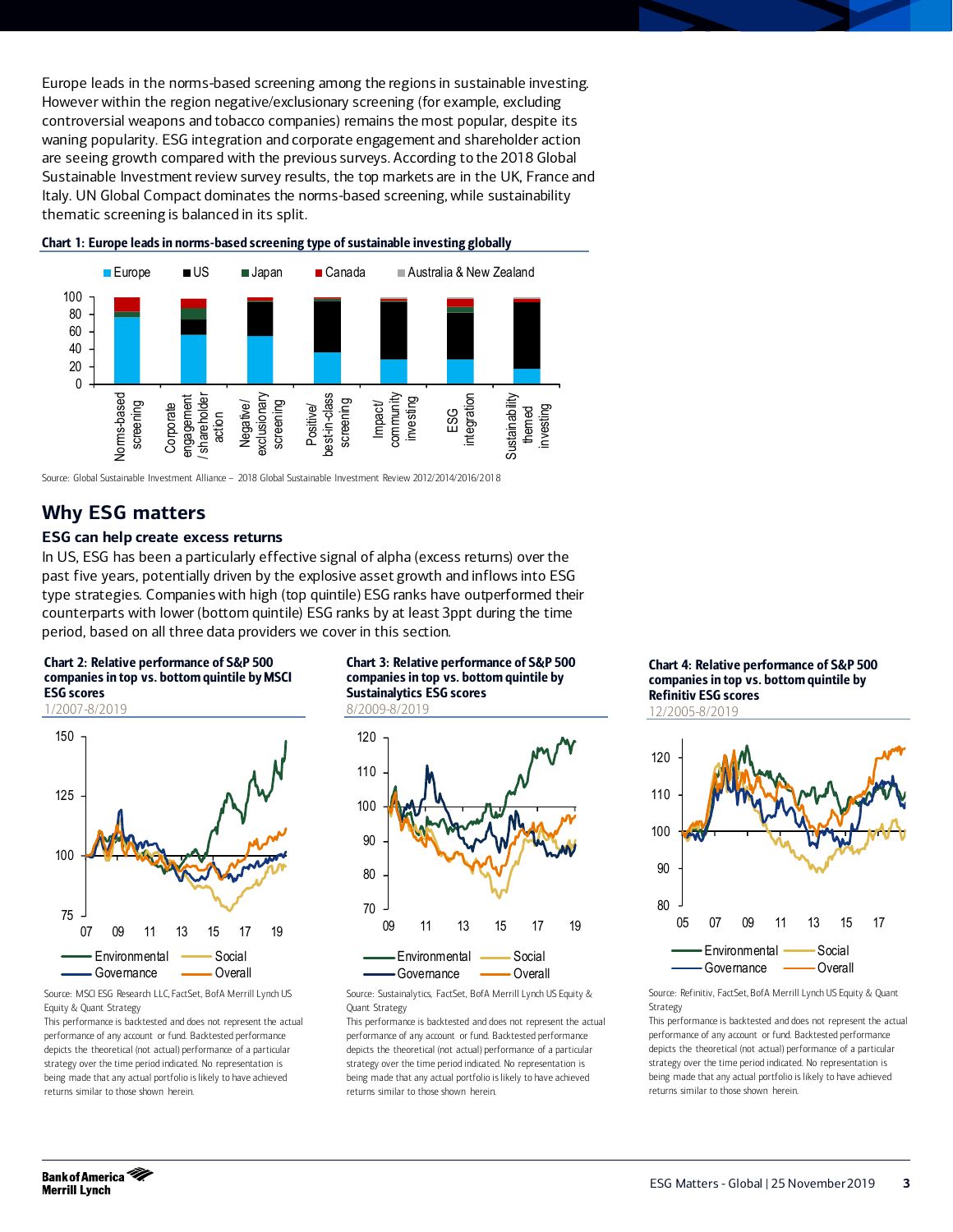Europe leads in the norms-based screening among the regions in sustainable investing. However within the region negative/exclusionary screening (for example, excluding controversial weapons and tobacco companies) remains the most popular, despite its waning popularity. ESG integration and corporate engagement and shareholder action are seeing growth compared with the previous surveys. According to the 2018 Global Sustainable Investment review survey results, the top markets are in the UK, France and Italy. UN Global Compact dominates the norms-based screening, while sustainability thematic screening is balanced in its split.

**Chart 1: Europe leads in norms-based screening type of sustainable investing globally**

Source: Global Sustainable Investment Alliance – 2018 Global Sustainable Investment Review 2012/2014/2016/2018

## Why ESG matters

### ESG can help create excess returns

In US, ESG has been a particularly effective signal of alpha (excess returns) over the past five years, potentially driven by the explosive asset growth and inflows into ESG type strategies. Companies with high (top quintile) ESG ranks have outperformed their counterparts with lower (bottom quintile) ESG ranks by at least 3ppt during the time period, based on all three data providers we cover in this section.

**Chart 2: Relative performance of S&P 500 companies in top vs. bottom quintile by MSCI ESG scores**

1/2007-8/2019

Source: MSCI ESG Research LLC, FactSet, BofA Merrill Lynch US Equity & Quant Strategy

This performance is backtested and does not represent the actual performance of any account or fund. Backtested performance depicts the theoretical (not actual) performance of a particular strategy over the time period indicated. No representation is being made that any actual portfolio is likely to have achieved returns similar to those shown herein.

**Chart 3: Relative performance of S&P 500 companies in top vs. bottom quintile by Sustainalytics ESG scores**

8/2009-8/2019

Source: Sustainalytics, FactSet, BofA Merrill Lynch US Equity & Quant Strategy

This performance is backtested and does not represent the actual performance of any account or fund. Backtested performance depicts the theoretical (not actual) performance of a particular strategy over the time period indicated. No representation is being made that any actual portfolio is likely to have achieved returns similar to those shown herein.

**Chart 4: Relative performance of S&P 500 companies in top vs. bottom quintile by Refinitiv ESG scores**

12/2005-8/2019

Source: Refinitiv, FactSet, BofA Merrill Lynch US Equity & Quant Strategy

This performance is backtested and does not represent the actual performance of any account or fund. Backtested performance depicts the theoretical (not actual) performance of a particular strategy over the time period indicated. No representation is being made that any actual portfolio is likely to have achieved returns similar to those shown herein.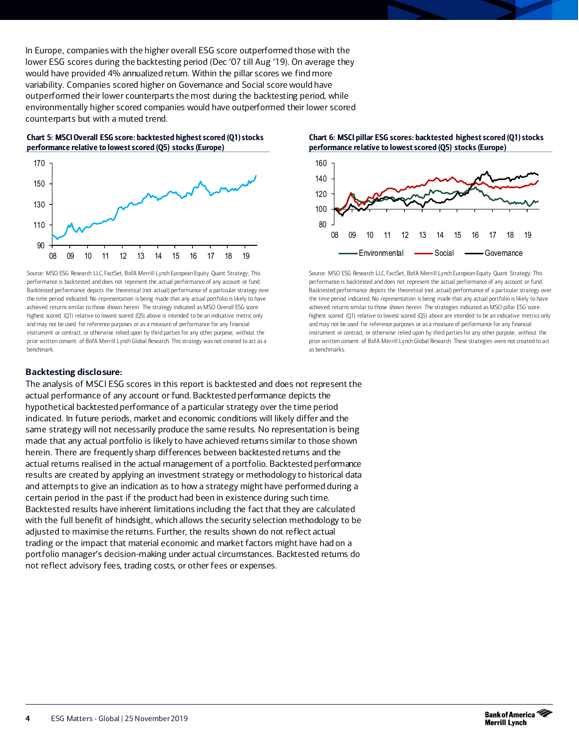In Europe, companies with the higher overall ESG score outperformed those with the lower ESG scores during the backtesting period (Dec '07 till Aug '19). On average they would have provided 4% annualized return. Within the pillar scores we find more variability. Companies scored higher on Governance and Social score would have outperformed their lower counterparts the most during the backtesting period, while environmentally higher scored companies would have outperformed their lower scored counterparts but with a muted trend.

**Chart 5: MSCI Overall ESG score: backtested highest scored (Q1) stocks performance relative to lowest scored (Q5) stocks (Europe)**

Source: MSCI ESG Research LLC, FactSet, BofA Merrill Lynch European Equity Quant Strategy; This performance is backtested and does not represent the actual performance of any account or fund. Backtested performance depicts the theoretical (not actual) performance of a particular strategy over the time period indicated. No representation is being made that any actual portfolio is likely to have achieved returns similar to those shown herein. The strategy indicated as MSCI Overall ESG score: highest scored (Q1) relative to lowest scored (Q5) above is intended to be an indicative metric only and may not be used for reference purposes or as a measure of performance for any financial instrument or contract, or otherwise relied upon by third parties for any other purpose, without the prior written consent of BofA Merrill Lynch Global Research. This strategy was not created to act as a benchmark.

**Chart 6: MSCI pillar ESG scores: backtested highest scored (Q1) stocks performance relative to lowest scored (Q5) stocks (Europe)**

Source: MSCI ESG Research LLC, FactSet, BofA Merrill Lynch European Equity Quant Strategy; This performance is backtested and does not represent the actual performance of any account or fund. Backtested performance depicts the theoretical (not actual) performance of a particular strategy over the time period indicated. No representation is being made that any actual portfolio is likely to have achieved returns similar to those shown herein. The strategies indicated as MSCI pillar ESG score: highest scored (Q1) relative to lowest scored (Q5) above are intended to be an indicative metrics only and may not be used for reference purposes or as a measure of performance for any financial instrument or contract, or otherwise relied upon by third parties for any other purpose, without the prior written consent of BofA Merrill Lynch Global Research. These strategies were not created to act as benchmarks.

**Backtesting disclosure:**

The analysis of MSCI ESG scores in this report is backtested and does not represent the actual performance of any account or fund. Backtested performance depicts the hypothetical backtested performance of a particular strategy over the time period indicated. In future periods, market and economic conditions will likely differ and the same strategy will not necessarily produce the same results. No representation is being made that any actual portfolio is likely to have achieved returns similar to those shown herein. There are frequently sharp differences between backtested returns and the actual returns realised in the actual management of a portfolio. Backtested performance results are created by applying an investment strategy or methodology to historical data and attempts to give an indication as to how a strategy might have performed during a certain period in the past if the product had been in existence during such time. Backtested results have inherent limitations including the fact that they are calculated with the full benefit of hindsight, which allows the security selection methodology to be adjusted to maximise the returns. Further, the results shown do not reflect actual trading or the impact that material economic and market factors might have had on a portfolio manager's decision-making under actual circumstances. Backtested returns do not reflect advisory fees, trading costs, or other fees or expenses.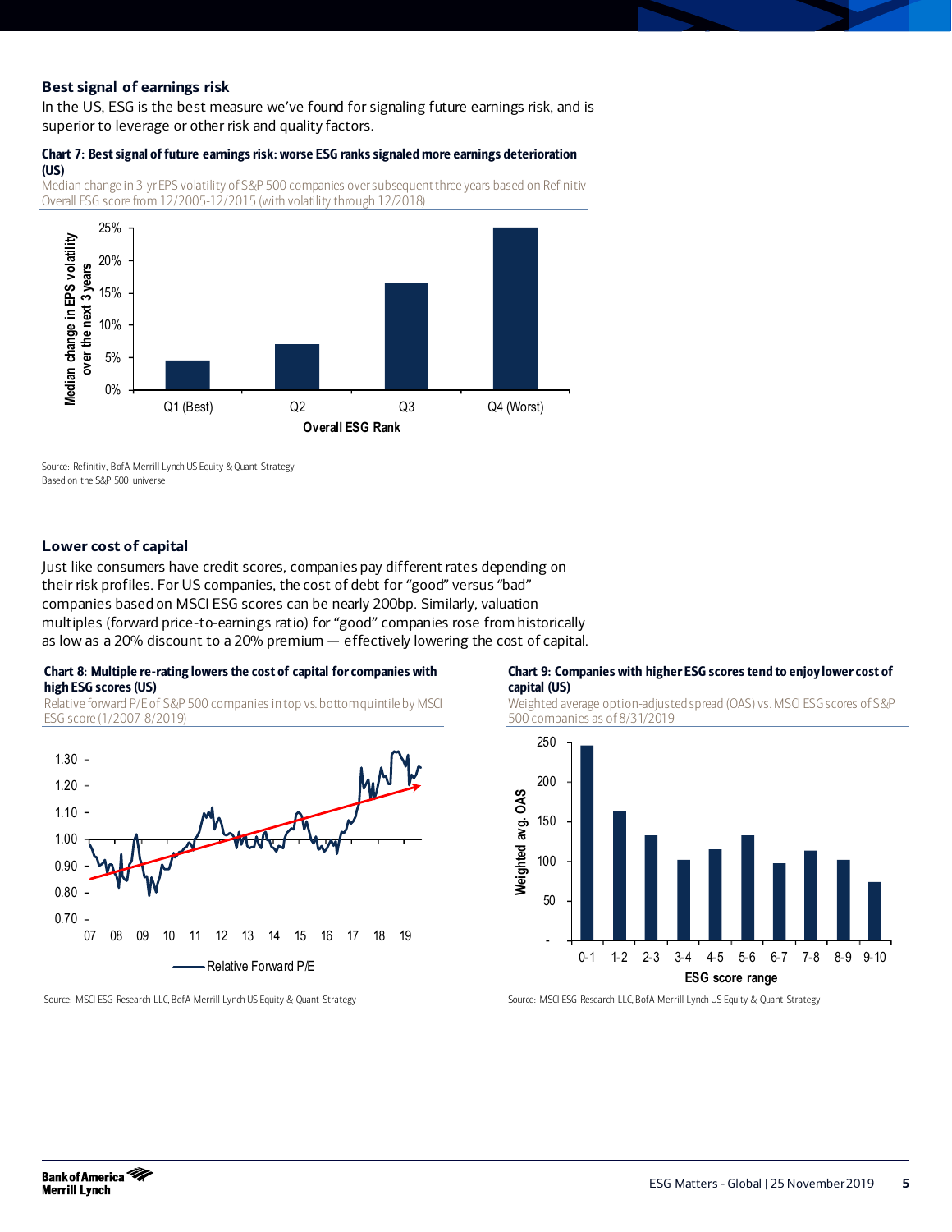### Best signal of earnings risk

In the US, ESG is the best measure we've found for signaling future earnings risk, and is superior to leverage or other risk and quality factors.

**Chart 7: Best signal of future earnings risk: worse ESG ranks signaled more earnings deterioration (US)**

Median change in 3-yr EPS volatility of S&P 500 companies over subsequent three years based on Refinitiv Overall ESG score from 12/2005-12/2015 (with volatility through 12/2018)

Source: Refinitiv, BofA Merrill Lynch US Equity & Quant Strategy
Based on the S&P 500 universe

### Lower cost of capital

Just like consumers have credit scores, companies pay different rates depending on their risk profiles. For US companies, the cost of debt for "good" versus "bad" companies based on MSCI ESG scores can be nearly 200bp. Similarly, valuation multiples (forward price-to-earnings ratio) for "good" companies rose from historically as low as a 20% discount to a 20% premium — effectively lowering the cost of capital.

**Chart 8: Multiple re-rating lowers the cost of capital for companies with high ESG scores (US)**

Relative forward P/E of S&P 500 companies in top vs. bottom quintile by MSCI ESG score (1/2007-8/2019)

Source: MSCI ESG Research LLC, BofA Merrill Lynch US Equity & Quant Strategy

**Chart 9: Companies with higher ESG scores tend to enjoy lower cost of capital (US)**

Weighted average option-adjusted spread (OAS) vs. MSCI ESG scores of S&P 500 companies as of 8/31/2019

Source: MSCI ESG Research LLC, BofA Merrill Lynch US Equity & Quant Strategy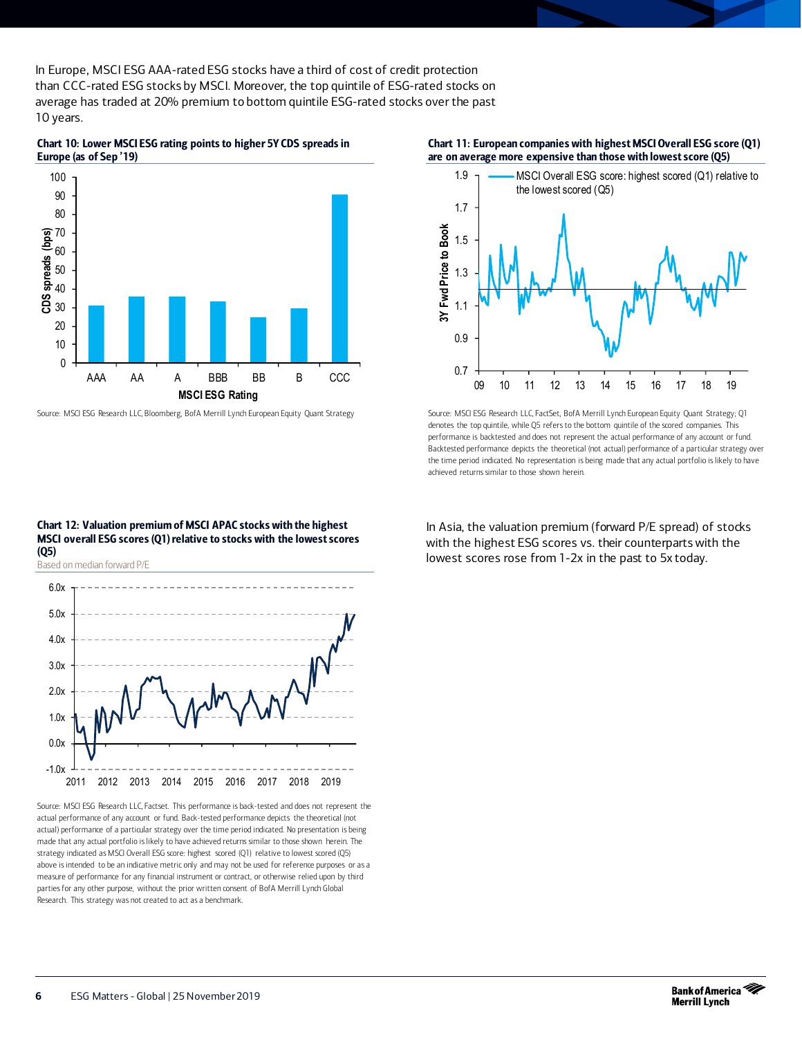In Europe, MSCI ESG AAA-rated ESG stocks have a third of cost of credit protection than CCC-rated ESG stocks by MSCI. Moreover, the top quintile of ESG-rated stocks on average has traded at 20% premium to bottom quintile ESG-rated stocks over the past 10 years.

**Chart 10: Lower MSCI ESG rating points to higher 5Y CDS spreads in Europe (as of Sep '19)**

Source: MSCI ESG Research LLC, Bloomberg, BofA Merrill Lynch European Equity Quant Strategy

**Chart 11: European companies with highest MSCI Overall ESG score (Q1) are on average more expensive than those with lowest score (Q5)**

Source: MSCI ESG Research LLC, FactSet, BofA Merrill Lynch European Equity Quant Strategy; Q1 denotes the top quintile, while Q5 refers to the bottom quintile of the scored companies. This performance is backtested and does not represent the actual performance of any account or fund. Backtested performance depicts the theoretical (not actual) performance of a particular strategy over the time period indicated. No representation is being made that any actual portfolio is likely to have achieved returns similar to those shown herein.

**Chart 12: Valuation premium of MSCI APAC stocks with the highest MSCI overall ESG scores (Q1) relative to stocks with the lowest scores (Q5)**

Based on median forward P/E

Source: MSCI ESG Research LLC, Factset. This performance is back-tested and does not represent the actual performance of any account or fund. Back-tested performance depicts the theoretical (not actual) performance of a particular strategy over the time period indicated. No presentation is being made that any actual portfolio is likely to have achieved returns similar to those shown herein. The strategy indicated as MSCI Overall ESG score: highest scored (Q1) relative to lowest scored (Q5) above is intended to be an indicative metric only and may not be used for reference purposes or as a measure of performance for any financial instrument or contract, or otherwise relied upon by third parties for any other purpose, without the prior written consent of BofA Merrill Lynch Global Research. This strategy was not created to act as a benchmark.

In Asia, the valuation premium (forward P/E spread) of stocks with the highest ESG scores vs. their counterparts with the lowest scores rose from 1-2x in the past to 5x today.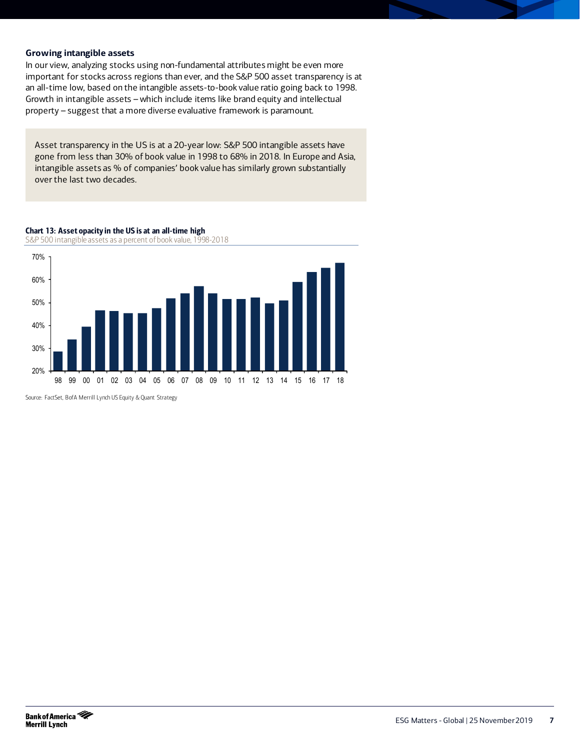### Growing intangible assets

In our view, analyzing stocks using non-fundamental attributes might be even more important for stocks across regions than ever, and the S&P 500 asset transparency is at an all-time low, based on the intangible assets-to-book value ratio going back to 1998. Growth in intangible assets – which include items like brand equity and intellectual property – suggest that a more diverse evaluative framework is paramount.

> Asset transparency in the US is at a 20-year low: S&P 500 intangible assets have gone from less than 30% of book value in 1998 to 68% in 2018. In Europe and Asia, intangible assets as % of companies' book value has similarly grown substantially over the last two decades.

**Chart 13: Asset opacity in the US is at an all-time high**

S&P 500 intangible assets as a percent of book value, 1998-2018

Source: FactSet, BofA Merrill Lynch US Equity & Quant Strategy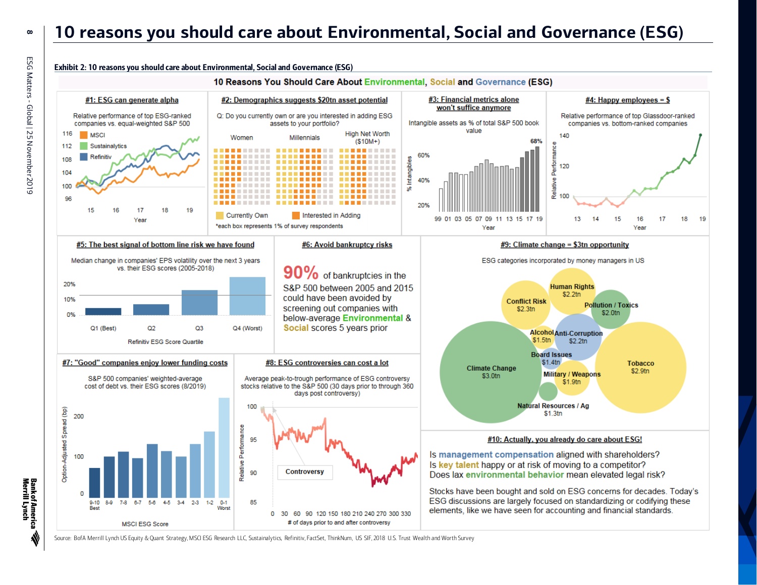# 10 reasons you should care about Environmental, Social and Governance (ESG)

**Exhibit 2: 10 reasons you should care about Environmental, Social and Governance (ESG)**

## 10 Reasons You Should Care About Environmental, Social and Governance (ESG)

### #1: ESG can generate alpha

Relative performance of top ESG-ranked companies vs. equal-weighted S&P 500

MSCI, Sustainalytics, Refinitiv

Year: 15, 16, 17, 18, 19

### #2: Demographics suggests $20tn asset potential

Q: Do you currently own or are you interested in adding ESG assets to your portfolio?

Women | Millennials | High Net Worth ($10M+)

Currently Own | Interested in Adding

*each box represents 1% of survey respondents

### #3: Financial metrics alone won't suffice anymore

Intangible assets as % of total S&P 500 book value

68%

Year: 99 01 03 05 07 09 11 13 15 17 19

### #4: Happy employees = $

Relative performance of top Glassdoor-ranked companies vs. bottom-ranked companies

Year: 13 14 15 16 17 18 19

### #5: The best signal of bottom line risk we have found

Median change in companies' EPS volatility over the next 3 years vs. their ESG scores (2005-2018)

Q1 (Best), Q2, Q3, Q4 (Worst)

Refinitiv ESG Score Quartile

### #6: Avoid bankruptcy risks

**90%** of bankruptcies in the S&P 500 between 2005 and 2015 could have been avoided by screening out companies with below-average Environmental & Social scores 5 years prior

### #7: "Good" companies enjoy lower funding costs

S&P 500 companies' weighted-average cost of debt vs. their ESG scores (8/2019)

Option-Adjusted Spread (bp)

MSCI ESG Score: 9-10 Best, 8-9, 7-8, 6-7, 5-6, 4-5, 3-4, 2-3, 1-2, 0-1 Worst

### #8: ESG controversies can cost a lot

Average peak-to-trough performance of ESG controversy stocks relative to the S&P 500 (30 days prior to through 360 days post controversy)

Controversy

# of days prior to and after controversy

### #9: Climate change = $3tn opportunity

ESG categories incorporated by money managers in US

| Category | Assets |
|---|---|
| Climate Change | $3.0tn |
| Tobacco | $2.9tn |
| Conflict Risk | $2.3tn |
| Human Rights | $2.2tn |
| Anti-Corruption | $2.2tn |
| Pollution / Toxics | $2.0tn |
| Military / Weapons | $1.9tn |
| Alcohol | $1.5tn |
| Board Issues | $1.4tn |
| Natural Resources / Ag | $1.3tn |

### #10: Actually, you already do care about ESG!

Is **management compensation** aligned with shareholders?
Is **key talent** happy or at risk of moving to a competitor?
Does lax **environmental behavior** mean elevated legal risk?

Stocks have been bought and sold on ESG concerns for decades. Today's ESG discussions are largely focused on standardizing or codifying these elements, like we have seen for accounting and financial standards.

Source: BofA Merrill Lynch US Equity & Quant Strategy, MSCI ESG Research LLC, Sustainalytics, Refinitiv, FactSet, ThinkNum, US SIF, 2018 U.S. Trust Wealth and Worth Survey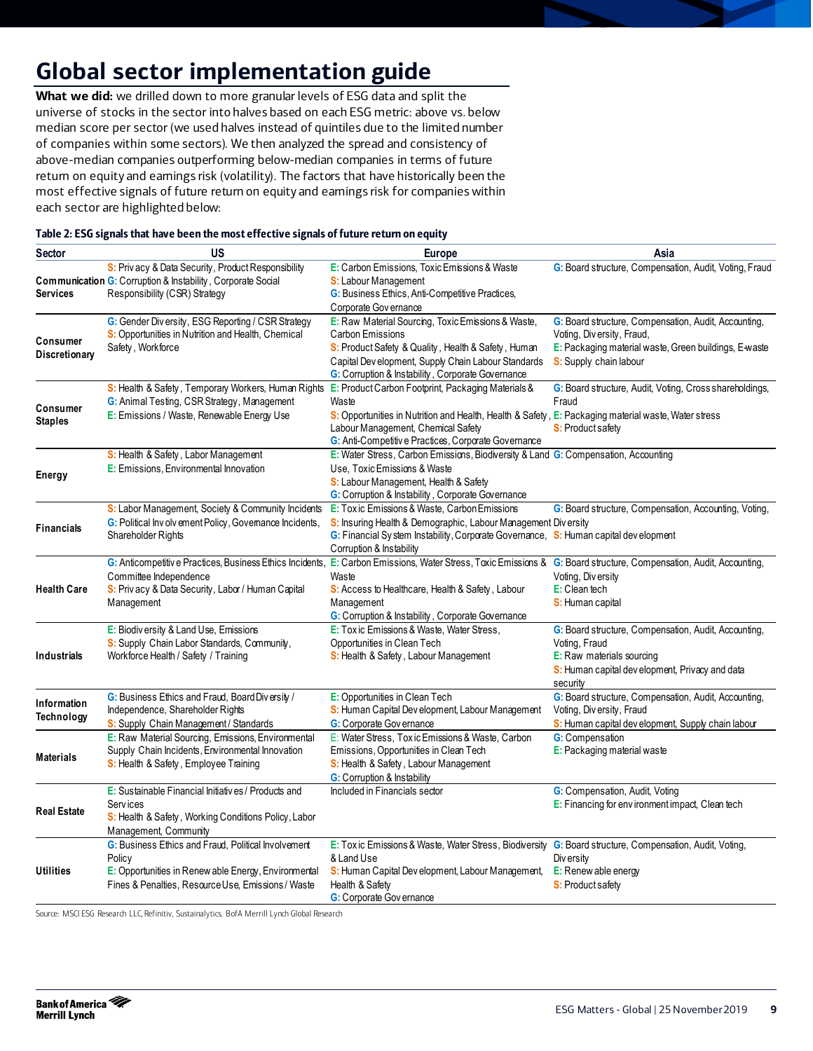# Global sector implementation guide

**What we did:** we drilled down to more granular levels of ESG data and split the universe of stocks in the sector into halves based on each ESG metric: above vs. below median score per sector (we used halves instead of quintiles due to the limited number of companies within some sectors). We then analyzed the spread and consistency of above-median companies outperforming below-median companies in terms of future return on equity and earnings risk (volatility). The factors that have historically been the most effective signals of future return on equity and earnings risk for companies within each sector are highlighted below:

**Table 2: ESG signals that have been the most effective signals of future return on equity**

| Sector | US | Europe | Asia |
|---|---|---|---|
| Communication Services | S: Privacy & Data Security, Product Responsibility<br>G: Corruption & Instability, Corporate Social Responsibility (CSR) Strategy | E: Carbon Emissions, Toxic Emissions & Waste<br>S: Labour Management<br>G: Business Ethics, Anti-Competitive Practices, Corporate Governance | G: Board structure, Compensation, Audit, Voting, Fraud |
| Consumer Discretionary | G: Gender Diversity, ESG Reporting / CSR Strategy<br>S: Opportunities in Nutrition and Health, Chemical Safety, Workforce | E: Raw Material Sourcing, Toxic Emissions & Waste, Carbon Emissions<br>S: Product Safety & Quality, Health & Safety, Human Capital Development, Supply Chain Labour Standards<br>G: Corruption & Instability, Corporate Governance | G: Board structure, Compensation, Audit, Accounting, Voting, Diversity, Fraud,<br>E: Packaging material waste, Green buildings, E-waste<br>S: Supply chain labour |
| Consumer Staples | S: Health & Safety, Temporary Workers, Human Rights<br>G: Animal Testing, CSR Strategy, Management<br>E: Emissions / Waste, Renewable Energy Use | E: Product Carbon Footprint, Packaging Materials & Waste<br>S: Opportunities in Nutrition and Health, Health & Safety, Labour Management, Chemical Safety<br>G: Anti-Competitive Practices, Corporate Governance | G: Board structure, Audit, Voting, Cross shareholdings, Fraud<br>E: Packaging material waste, Water stress<br>S: Product safety |
| Energy | S: Health & Safety, Labor Management<br>E: Emissions, Environmental Innovation | E: Water Stress, Carbon Emissions, Biodiversity & Land Use, Toxic Emissions & Waste<br>S: Labour Management, Health & Safety<br>G: Corruption & Instability, Corporate Governance | G: Compensation, Accounting |
| Financials | S: Labor Management, Society & Community Incidents<br>G: Political Involvement Policy, Governance Incidents, Shareholder Rights | E: Toxic Emissions & Waste, Carbon Emissions<br>S: Insuring Health & Demographic, Labour Management<br>G: Financial System Instability, Corporate Governance, Corruption & Instability | G: Board structure, Compensation, Accounting, Voting, Diversity<br>S: Human capital development |
| Health Care | G: Anticompetitive Practices, Business Ethics Incidents, Committee Independence<br>S: Privacy & Data Security, Labor / Human Capital Management | E: Carbon Emissions, Water Stress, Toxic Emissions & Waste<br>S: Access to Healthcare, Health & Safety, Labour Management<br>G: Corruption & Instability, Corporate Governance | G: Board structure, Compensation, Audit, Accounting, Voting, Diversity<br>E: Clean tech<br>S: Human capital |
| Industrials | E: Biodiversity & Land Use, Emissions<br>S: Supply Chain Labor Standards, Community, Workforce Health / Safety / Training | E: Toxic Emissions & Waste, Water Stress, Opportunities in Clean Tech<br>S: Health & Safety, Labour Management | G: Board structure, Compensation, Audit, Accounting, Voting, Fraud<br>E: Raw materials sourcing<br>S: Human capital development, Privacy and data security |
| Information Technology | G: Business Ethics and Fraud, Board Diversity / Independence, Shareholder Rights<br>S: Supply Chain Management / Standards | E: Opportunities in Clean Tech<br>S: Human Capital Development, Labour Management<br>G: Corporate Governance | G: Board structure, Compensation, Audit, Accounting, Voting, Diversity, Fraud<br>S: Human capital development, Supply chain labour |
| Materials | E: Raw Material Sourcing, Emissions, Environmental Supply Chain Incidents, Environmental Innovation<br>S: Health & Safety, Employee Training | E: Water Stress, Toxic Emissions & Waste, Carbon Emissions, Opportunities in Clean Tech<br>S: Health & Safety, Labour Management<br>G: Corruption & Instability | G: Compensation<br>E: Packaging material waste |
| Real Estate | E: Sustainable Financial Initiatives / Products and Services<br>S: Health & Safety, Working Conditions Policy, Labor Management, Community | Included in Financials sector | G: Compensation, Audit, Voting<br>E: Financing for environment impact, Clean tech |
| Utilities | G: Business Ethics and Fraud, Political Involvement Policy<br>E: Opportunities in Renewable Energy, Environmental Fines & Penalties, Resource Use, Emissions / Waste | E: Toxic Emissions & Waste, Water Stress, Biodiversity & Land Use<br>S: Human Capital Development, Labour Management, Health & Safety<br>G: Corporate Governance | G: Board structure, Compensation, Audit, Voting, Diversity<br>E: Renewable energy<br>S: Product safety |

Source: MSCI ESG Research LLC, Refinitiv, Sustainalytics, BofA Merrill Lynch Global Research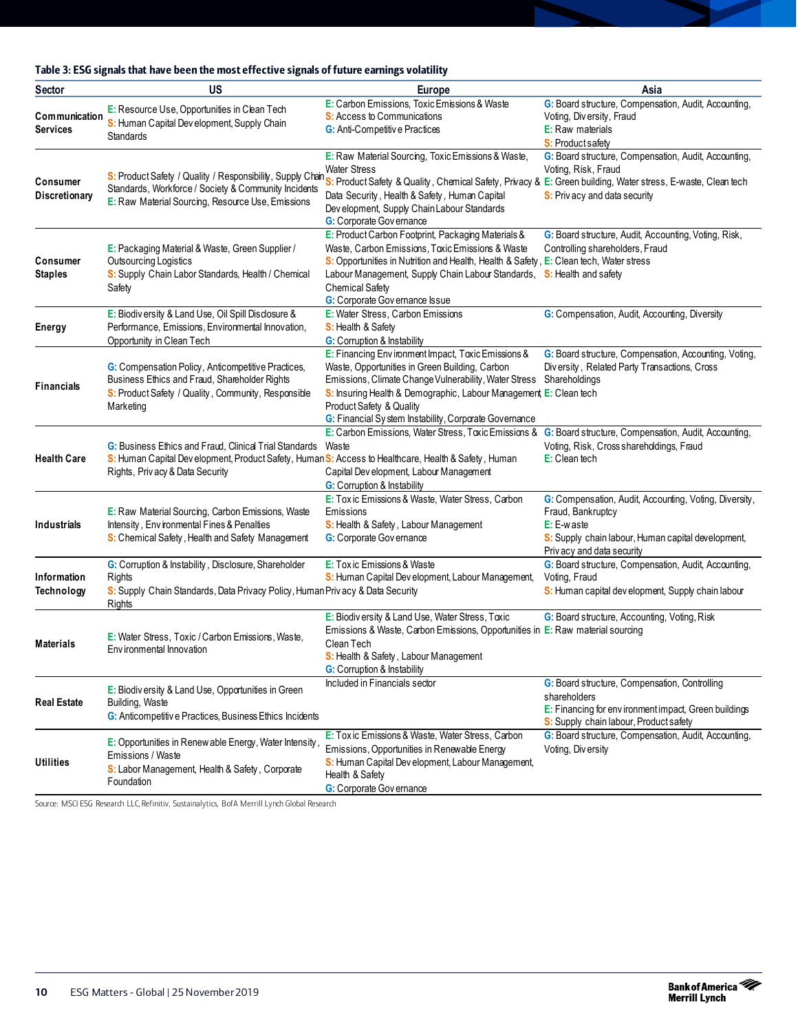**Table 3: ESG signals that have been the most effective signals of future earnings volatility**

| Sector | US | Europe | Asia |
|---|---|---|---|
| Communication Services | E: Resource Use, Opportunities in Clean Tech<br>S: Human Capital Development, Supply Chain Standards | E: Carbon Emissions, Toxic Emissions & Waste<br>S: Access to Communications<br>G: Anti-Competitive Practices | G: Board structure, Compensation, Audit, Accounting, Voting, Diversity, Fraud<br>E: Raw materials<br>S: Product safety |
| Consumer Discretionary | S: Product Safety / Quality / Responsibility, Supply Chain Standards, Workforce / Society & Community Incidents<br>E: Raw Material Sourcing, Resource Use, Emissions | E: Raw Material Sourcing, Toxic Emissions & Waste, Water Stress<br>S: Product Safety & Quality, Chemical Safety, Privacy & Data Security, Health & Safety, Human Capital Development, Supply Chain Labour Standards<br>G: Corporate Governance | G: Board structure, Compensation, Audit, Accounting, Voting, Risk, Fraud<br>E: Green building, Water stress, E-waste, Clean tech<br>S: Privacy and data security |
| Consumer Staples | E: Packaging Material & Waste, Green Supplier / Outsourcing Logistics<br>S: Supply Chain Labor Standards, Health / Chemical Safety | E: Product Carbon Footprint, Packaging Materials & Waste, Carbon Emissions, Toxic Emissions & Waste<br>S: Opportunities in Nutrition and Health, Health & Safety, Labour Management, Supply Chain Labour Standards, Chemical Safety<br>G: Corporate Governance Issue | G: Board structure, Audit, Accounting, Voting, Risk, Controlling shareholders, Fraud<br>E: Clean tech, Water stress<br>S: Health and safety |
| Energy | E: Biodiversity & Land Use, Oil Spill Disclosure & Performance, Emissions, Environmental Innovation, Opportunity in Clean Tech | E: Water Stress, Carbon Emissions<br>S: Health & Safety<br>G: Corruption & Instability | G: Compensation, Audit, Accounting, Diversity |
| Financials | G: Compensation Policy, Anticompetitive Practices, Business Ethics and Fraud, Shareholder Rights<br>S: Product Safety / Quality, Community, Responsible Marketing | E: Financing Environment Impact, Toxic Emissions & Waste, Opportunities in Green Building, Carbon Emissions, Climate Change Vulnerability, Water Stress<br>S: Insuring Health & Demographic, Labour Management, Product Safety & Quality<br>G: Financial System Instability, Corporate Governance | G: Board structure, Compensation, Accounting, Voting, Diversity, Related Party Transactions, Cross Shareholdings<br>E: Clean tech |
| Health Care | G: Business Ethics and Fraud, Clinical Trial Standards<br>S: Human Capital Development, Product Safety, Human Rights, Privacy & Data Security | E: Carbon Emissions, Water Stress, Toxic Emissions & Waste<br>S: Access to Healthcare, Health & Safety, Human Capital Development, Labour Management<br>G: Corruption & Instability | G: Board structure, Compensation, Audit, Accounting, Voting, Risk, Cross shareholdings, Fraud<br>E: Clean tech |
| Industrials | E: Raw Material Sourcing, Carbon Emissions, Waste Intensity, Environmental Fines & Penalties<br>S: Chemical Safety, Health and Safety Management | E: Toxic Emissions & Waste, Water Stress, Carbon Emissions<br>S: Health & Safety, Labour Management<br>G: Corporate Governance | G: Compensation, Audit, Accounting, Voting, Diversity, Fraud, Bankruptcy<br>E: E-waste<br>S: Supply chain labour, Human capital development, Privacy and data security |
| Information Technology | G: Corruption & Instability, Disclosure, Shareholder Rights<br>S: Supply Chain Standards, Data Privacy Policy, Human Rights | E: Toxic Emissions & Waste<br>S: Human Capital Development, Labour Management, Privacy & Data Security | G: Board structure, Compensation, Audit, Accounting, Voting, Fraud<br>S: Human capital development, Supply chain labour |
| Materials | E: Water Stress, Toxic / Carbon Emissions, Waste, Environmental Innovation | E: Biodiversity & Land Use, Water Stress, Toxic Emissions & Waste, Carbon Emissions, Opportunities in Clean Tech<br>S: Health & Safety, Labour Management<br>G: Corruption & Instability | G: Board structure, Accounting, Voting, Risk<br>E: Raw material sourcing |
| Real Estate | E: Biodiversity & Land Use, Opportunities in Green Building, Waste<br>G: Anticompetitive Practices, Business Ethics Incidents | Included in Financials sector | G: Board structure, Compensation, Controlling shareholders<br>E: Financing for environment impact, Green buildings<br>S: Supply chain labour, Product safety |
| Utilities | E: Opportunities in Renewable Energy, Water Intensity, Emissions / Waste<br>S: Labor Management, Health & Safety, Corporate Foundation | E: Toxic Emissions & Waste, Water Stress, Carbon Emissions, Opportunities in Renewable Energy<br>S: Human Capital Development, Labour Management, Health & Safety<br>G: Corporate Governance | G: Board structure, Compensation, Audit, Accounting, Voting, Diversity |

Source: MSCI ESG Research LLC, Refinitiv, Sustainalytics, BofA Merrill Lynch Global Research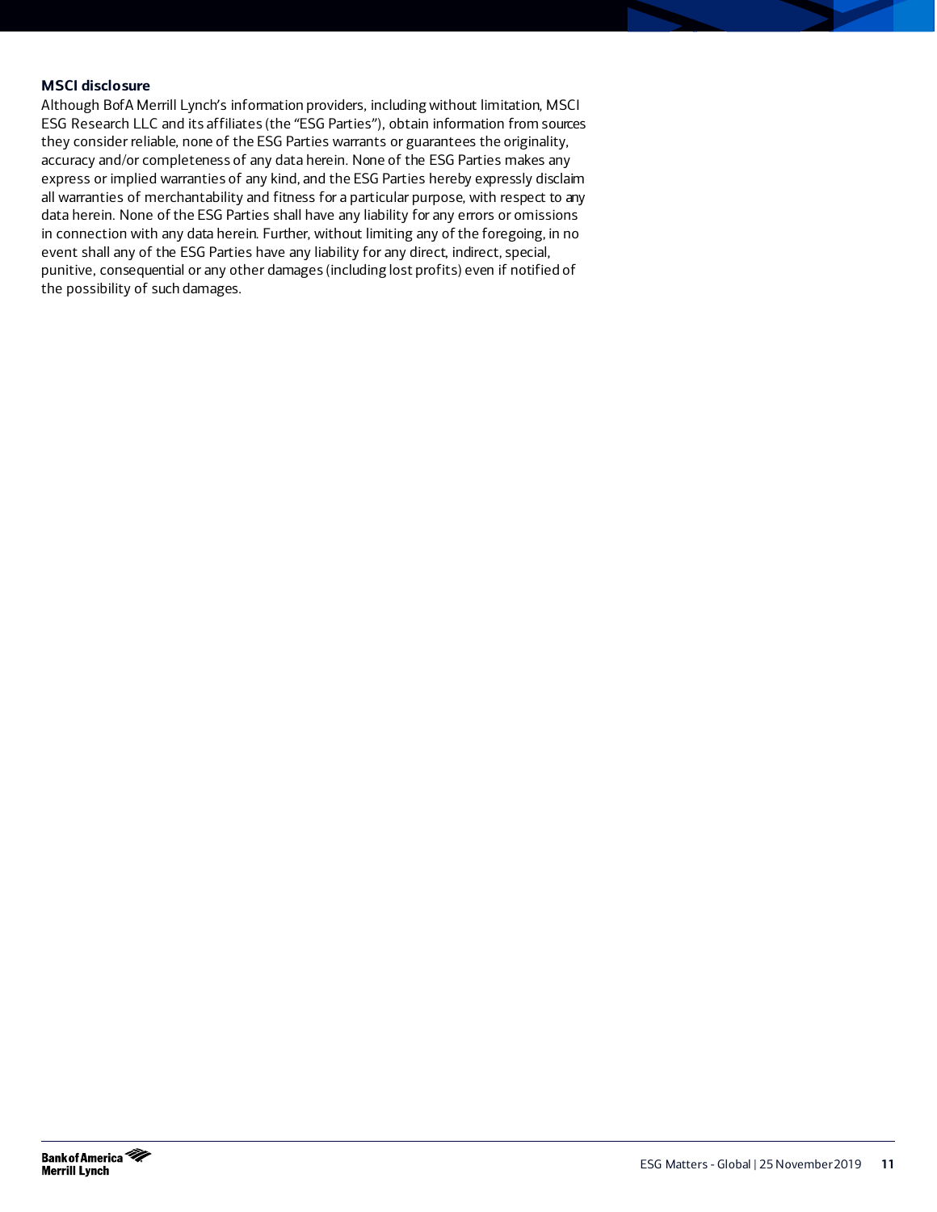### MSCI disclosure

Although BofA Merrill Lynch's information providers, including without limitation, MSCI ESG Research LLC and its affiliates (the "ESG Parties"), obtain information from sources they consider reliable, none of the ESG Parties warrants or guarantees the originality, accuracy and/or completeness of any data herein. None of the ESG Parties makes any express or implied warranties of any kind, and the ESG Parties hereby expressly disclaim all warranties of merchantability and fitness for a particular purpose, with respect to any data herein. None of the ESG Parties shall have any liability for any errors or omissions in connection with any data herein. Further, without limiting any of the foregoing, in no event shall any of the ESG Parties have any liability for any direct, indirect, special, punitive, consequential or any other damages (including lost profits) even if notified of the possibility of such damages.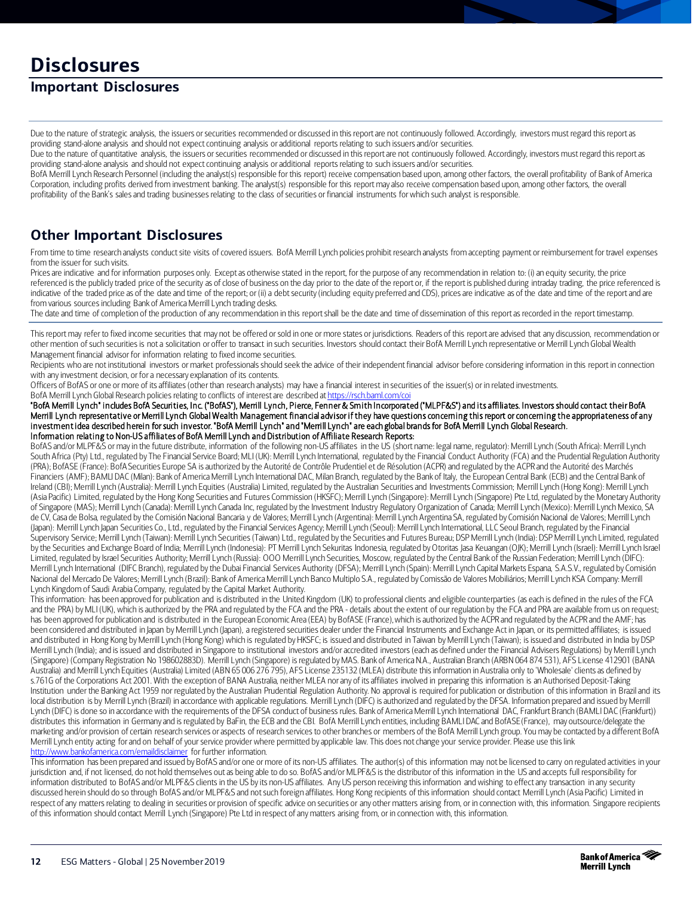# Disclosures

## Important Disclosures

Due to the nature of strategic analysis, the issuers or securities recommended or discussed in this report are not continuously followed. Accordingly, investors must regard this report as providing stand-alone analysis and should not expect continuing analysis or additional reports relating to such issuers and/or securities.

Due to the nature of quantitative analysis, the issuers or securities recommended or discussed in this report are not continuously followed. Accordingly, investors must regard this report as providing stand-alone analysis and should not expect continuing analysis or additional reports relating to such issuers and/or securities.

BofA Merrill Lynch Research Personnel (including the analyst(s) responsible for this report) receive compensation based upon, among other factors, the overall profitability of Bank of America Corporation, including profits derived from investment banking. The analyst(s) responsible for this report may also receive compensation based upon, among other factors, the overall profitability of the Bank's sales and trading businesses relating to the class of securities or financial instruments for which such analyst is responsible.

## Other Important Disclosures

From time to time research analysts conduct site visits of covered issuers. BofA Merrill Lynch policies prohibit research analysts from accepting payment or reimbursement for travel expenses from the issuer for such visits.

Prices are indicative and for information purposes only. Except as otherwise stated in the report, for the purpose of any recommendation in relation to: (i) an equity security, the price referenced is the publicly traded price of the security as of close of business on the day prior to the date of the report or, if the report is published during intraday trading, the price referenced is indicative of the traded price as of the date and time of the report; or (ii) a debt security (including equity preferred and CDS), prices are indicative as of the date and time of the report and are from various sources including Bank of America Merrill Lynch trading desks.

The date and time of completion of the production of any recommendation in this report shall be the date and time of dissemination of this report as recorded in the report timestamp.

This report may refer to fixed income securities that may not be offered or sold in one or more states or jurisdictions. Readers of this report are advised that any discussion, recommendation or other mention of such securities is not a solicitation or offer to transact in such securities. Investors should contact their BofA Merrill Lynch representative or Merrill Lynch Global Wealth Management financial advisor for information relating to fixed income securities.

Recipients who are not institutional investors or market professionals should seek the advice of their independent financial advisor before considering information in this report in connection with any investment decision, or for a necessary explanation of its contents.

Officers of BofAS or one or more of its affiliates (other than research analysts) may have a financial interest in securities of the issuer(s) or in related investments.

BofA Merrill Lynch Global Research policies relating to conflicts of interest are described at https://rsch.baml.com/coi

"BofA Merrill Lynch" includes BofA Securities, Inc. ("BofAS"), Merrill Lynch, Pierce, Fenner & Smith Incorporated ("MLPF&S") and its affiliates. Investors should contact their BofA Merrill Lynch representative or Merrill Lynch Global Wealth Management financial advisor if they have questions concerning this report or concerning the appropriateness of any investment idea described herein for such investor. "BofA Merrill Lynch" and "Merrill Lynch" are each global brands for BofA Merrill Lynch Global Research.

Information relating to Non-US affiliates of BofA Merrill Lynch and Distribution of Affiliate Research Reports:

BofAS and/or MLPF&S or may in the future distribute, information of the following non-US affiliates in the US (short name: legal name, regulator): Merrill Lynch (South Africa): Merrill Lynch South Africa (Pty) Ltd., regulated by The Financial Service Board; MLI (UK): Merrill Lynch International, regulated by the Financial Conduct Authority (FCA) and the Prudential Regulation Authority (PRA); BofASE (France): BofA Securities Europe SA is authorized by the Autorité de Contrôle Prudentiel et de Résolution (ACPR) and regulated by the ACPR and the Autorité des Marchés Financiers (AMF); BAMLI DAC (Milan): Bank of America Merrill Lynch International DAC, Milan Branch, regulated by the Bank of Italy, the European Central Bank (ECB) and the Central Bank of Ireland (CBI); Merrill Lynch (Australia): Merrill Lynch Equities (Australia) Limited, regulated by the Australian Securities and Investments Commission; Merrill Lynch (Hong Kong): Merrill Lynch (Asia Pacific) Limited, regulated by the Hong Kong Securities and Futures Commission (HKSFC); Merrill Lynch (Singapore): Merrill Lynch (Singapore) Pte Ltd, regulated by the Monetary Authority of Singapore (MAS); Merrill Lynch (Canada): Merrill Lynch Canada Inc, regulated by the Investment Industry Regulatory Organization of Canada; Merrill Lynch (Mexico): Merrill Lynch Mexico, SA de CV, Casa de Bolsa, regulated by the Comisión Nacional Bancaria y de Valores; Merrill Lynch (Argentina): Merrill Lynch Argentina SA, regulated by Comisión Nacional de Valores; Merrill Lynch (Japan): Merrill Lynch Japan Securities Co., Ltd., regulated by the Financial Services Agency; Merrill Lynch (Seoul): Merrill Lynch International, LLC Seoul Branch, regulated by the Financial Supervisory Service; Merrill Lynch (Taiwan): Merrill Lynch Securities (Taiwan) Ltd., regulated by the Securities and Futures Bureau; DSP Merrill Lynch (India): DSP Merrill Lynch Limited, regulated by the Securities and Exchange Board of India; Merrill Lynch (Indonesia): PT Merrill Lynch Sekuritas Indonesia, regulated by Otoritas Jasa Keuangan (OJK); Merrill Lynch (Israel): Merrill Lynch Israel Limited, regulated by Israel Securities Authority; Merrill Lynch (Russia): OOO Merrill Lynch Securities, Moscow, regulated by the Central Bank of the Russian Federation; Merrill Lynch (DIFC): Merrill Lynch International (DIFC Branch), regulated by the Dubai Financial Services Authority (DFSA); Merrill Lynch (Spain): Merrill Lynch Capital Markets Espana, S.A.S.V., regulated by Comisión Nacional del Mercado De Valores; Merrill Lynch (Brazil): Bank of America Merrill Lynch Banco Multiplo S.A., regulated by Comissão de Valores Mobiliários; Merrill Lynch KSA Company: Merrill Lynch Kingdom of Saudi Arabia Company, regulated by the Capital Market Authority.

This information: has been approved for publication and is distributed in the United Kingdom (UK) to professional clients and eligible counterparties (as each is defined in the rules of the FCA and the PRA) by MLI (UK), which is authorized by the PRA and regulated by the FCA and the PRA - details about the extent of our regulation by the FCA and PRA are available from us on request; has been approved for publication and is distributed in the European Economic Area (EEA) by BofASE (France), which is authorized by the ACPR and regulated by the ACPR and the AMF; has been considered and distributed in Japan by Merrill Lynch (Japan), a registered securities dealer under the Financial Instruments and Exchange Act in Japan, or its permitted affiliates; is issued and distributed in Hong Kong by Merrill Lynch (Hong Kong) which is regulated by HKSFC; is issued and distributed in Taiwan by Merrill Lynch (Taiwan); is issued and distributed in India by DSP Merrill Lynch (India); and is issued and distributed in Singapore to institutional investors and/or accredited investors (each as defined under the Financial Advisers Regulations) by Merrill Lynch (Singapore) (Company Registration No 198602883D). Merrill Lynch (Singapore) is regulated by MAS. Bank of America N.A., Australian Branch (ARBN 064 874 531), AFS License 412901 (BANA Australia) and Merrill Lynch Equities (Australia) Limited (ABN 65 006 276 795), AFS License 235132 (MLEA) distribute this information in Australia only to 'Wholesale' clients as defined by s.761G of the Corporations Act 2001. With the exception of BANA Australia, neither MLEA nor any of its affiliates involved in preparing this information is an Authorised Deposit-Taking Institution under the Banking Act 1959 nor regulated by the Australian Prudential Regulation Authority. No approval is required for publication or distribution of this information in Brazil and its local distribution is by Merrill Lynch (Brazil) in accordance with applicable regulations. Merrill Lynch (DIFC) is authorized and regulated by the DFSA. Information prepared and issued by Merrill Lynch (DIFC) is done so in accordance with the requirements of the DFSA conduct of business rules. Bank of America Merrill Lynch International DAC, Frankfurt Branch (BAMLI DAC (Frankfurt)) distributes this information in Germany and is regulated by BaFin, the ECB and the CBI. BofA Merrill Lynch entities, including BAMLI DAC and BofASE (France), may outsource/delegate the marketing and/or provision of certain research services or aspects of research services to other branches or members of the BofA Merrill Lynch group. You may be contacted by a different BofA Merrill Lynch entity acting for and on behalf of your service provider where permitted by applicable law. This does not change your service provider. Please use this link http://www.bankofamerica.com/emaildisclaimer for further information.

This information has been prepared and issued by BofAS and/or one or more of its non-US affiliates. The author(s) of this information may not be licensed to carry on regulated activities in your jurisdiction and, if not licensed, do not hold themselves out as being able to do so. BofAS and/or MLPF&S is the distributor of this information in the US and accepts full responsibility for information distributed to BofAS and/or MLPF&S clients in the US by its non-US affiliates. Any US person receiving this information and wishing to effect any transaction in any security discussed herein should do so through BofAS and/or MLPF&S and not such foreign affiliates. Hong Kong recipients of this information should contact Merrill Lynch (Asia Pacific) Limited in respect of any matters relating to dealing in securities or provision of specific advice on securities or any other matters arising from, or in connection with, this information. Singapore recipients of this information should contact Merrill Lynch (Singapore) Pte Ltd in respect of any matters arising from, or in connection with, this information.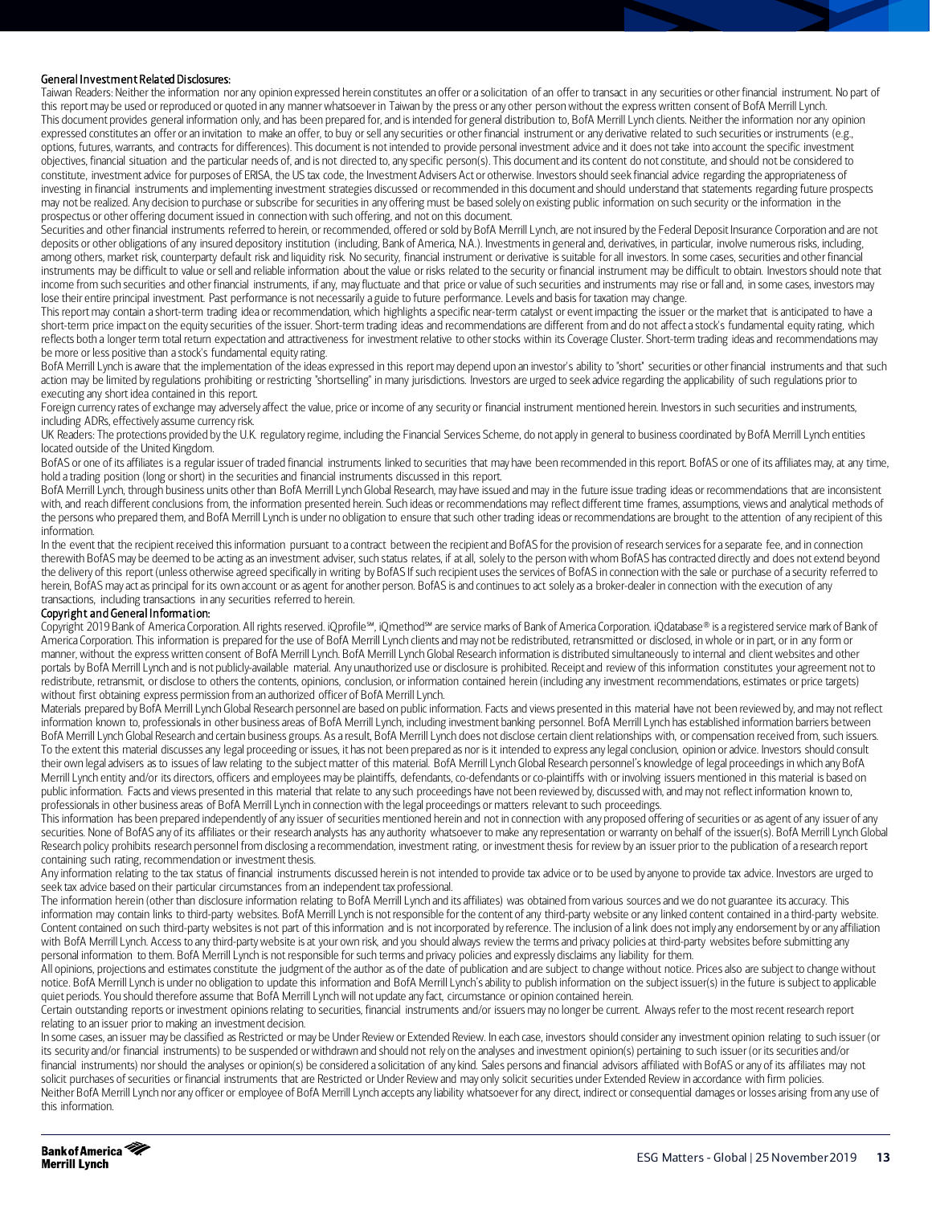#### General Investment Related Disclosures:

Taiwan Readers: Neither the information nor any opinion expressed herein constitutes an offer or a solicitation of an offer to transact in any securities or other financial instrument. No part of this report may be used or reproduced or quoted in any manner whatsoever in Taiwan by the press or any other person without the express written consent of BofA Merrill Lynch.

This document provides general information only, and has been prepared for, and is intended for general distribution to, BofA Merrill Lynch clients. Neither the information nor any opinion expressed constitutes an offer or an invitation to make an offer, to buy or sell any securities or other financial instrument or any derivative related to such securities or instruments (e.g., options, futures, warrants, and contracts for differences). This document is not intended to provide personal investment advice and it does not take into account the specific investment objectives, financial situation and the particular needs of, and is not directed to, any specific person(s). This document and its content do not constitute, and should not be considered to constitute, investment advice for purposes of ERISA, the US tax code, the Investment Advisers Act or otherwise. Investors should seek financial advice regarding the appropriateness of investing in financial instruments and implementing investment strategies discussed or recommended in this document and should understand that statements regarding future prospects may not be realized. Any decision to purchase or subscribe for securities in any offering must be based solely on existing public information on such security or the information in the prospectus or other offering document issued in connection with such offering, and not on this document.

Securities and other financial instruments referred to herein, or recommended, offered or sold by BofA Merrill Lynch, are not insured by the Federal Deposit Insurance Corporation and are not deposits or other obligations of any insured depository institution (including, Bank of America, N.A.). Investments in general and, derivatives, in particular, involve numerous risks, including, among others, market risk, counterparty default risk and liquidity risk. No security, financial instrument or derivative is suitable for all investors. In some cases, securities and other financial instruments may be difficult to value or sell and reliable information about the value or risks related to the security or financial instrument may be difficult to obtain. Investors should note that income from such securities and other financial instruments, if any, may fluctuate and that price or value of such securities and instruments may rise or fall and, in some cases, investors may lose their entire principal investment. Past performance is not necessarily a guide to future performance. Levels and basis for taxation may change.

This report may contain a short-term trading idea or recommendation, which highlights a specific near-term catalyst or event impacting the issuer or the market that is anticipated to have a short-term price impact on the equity securities of the issuer. Short-term trading ideas and recommendations are different from and do not affect a stock's fundamental equity rating, which reflects both a longer term total return expectation and attractiveness for investment relative to other stocks within its Coverage Cluster. Short-term trading ideas and recommendations may be more or less positive than a stock's fundamental equity rating.

BofA Merrill Lynch is aware that the implementation of the ideas expressed in this report may depend upon an investor's ability to "short" securities or other financial instruments and that such action may be limited by regulations prohibiting or restricting "shortselling" in many jurisdictions. Investors are urged to seek advice regarding the applicability of such regulations prior to executing any short idea contained in this report.

Foreign currency rates of exchange may adversely affect the value, price or income of any security or financial instrument mentioned herein. Investors in such securities and instruments, including ADRs, effectively assume currency risk.

UK Readers: The protections provided by the U.K. regulatory regime, including the Financial Services Scheme, do not apply in general to business coordinated by BofA Merrill Lynch entities located outside of the United Kingdom.

BofAS or one of its affiliates is a regular issuer of traded financial instruments linked to securities that may have been recommended in this report. BofAS or one of its affiliates may, at any time, hold a trading position (long or short) in the securities and financial instruments discussed in this report.

BofA Merrill Lynch, through business units other than BofA Merrill Lynch Global Research, may have issued and may in the future issue trading ideas or recommendations that are inconsistent with, and reach different conclusions from, the information presented herein. Such ideas or recommendations may reflect different time frames, assumptions, views and analytical methods of the persons who prepared them, and BofA Merrill Lynch is under no obligation to ensure that such other trading ideas or recommendations are brought to the attention of any recipient of this information.

In the event that the recipient received this information pursuant to a contract between the recipient and BofAS for the provision of research services for a separate fee, and in connection therewith BofAS may be deemed to be acting as an investment adviser, such status relates, if at all, solely to the person with whom BofAS has contracted directly and does not extend beyond the delivery of this report (unless otherwise agreed specifically in writing by BofAS If such recipient uses the services of BofAS in connection with the sale or purchase of a security referred to herein, BofAS may act as principal for its own account or as agent for another person. BofAS is and continues to act solely as a broker-dealer in connection with the execution of any transactions, including transactions in any securities referred to herein.

#### Copyright and General Information:

Copyright 2019 Bank of America Corporation. All rights reserved. iQprofile℠, iQmethod℠ are service marks of Bank of America Corporation. iQdatabase® is a registered service mark of Bank of America Corporation. This information is prepared for the use of BofA Merrill Lynch clients and may not be redistributed, retransmitted or disclosed, in whole or in part, or in any form or manner, without the express written consent of BofA Merrill Lynch. BofA Merrill Lynch Global Research information is distributed simultaneously to internal and client websites and other portals by BofA Merrill Lynch and is not publicly-available material. Any unauthorized use or disclosure is prohibited. Receipt and review of this information constitutes your agreement not to redistribute, retransmit, or disclose to others the contents, opinions, conclusion, or information contained herein (including any investment recommendations, estimates or price targets) without first obtaining express permission from an authorized officer of BofA Merrill Lynch.

Materials prepared by BofA Merrill Lynch Global Research personnel are based on public information. Facts and views presented in this material have not been reviewed by, and may not reflect information known to, professionals in other business areas of BofA Merrill Lynch, including investment banking personnel. BofA Merrill Lynch has established information barriers between BofA Merrill Lynch Global Research and certain business groups. As a result, BofA Merrill Lynch does not disclose certain client relationships with, or compensation received from, such issuers. To the extent this material discusses any legal proceeding or issues, it has not been prepared as nor is it intended to express any legal conclusion, opinion or advice. Investors should consult their own legal advisers as to issues of law relating to the subject matter of this material. BofA Merrill Lynch Global Research personnel's knowledge of legal proceedings in which any BofA Merrill Lynch entity and/or its directors, officers and employees may be plaintiffs, defendants, co-defendants or co-plaintiffs with or involving issuers mentioned in this material is based on public information. Facts and views presented in this material that relate to any such proceedings have not been reviewed by, discussed with, and may not reflect information known to, professionals in other business areas of BofA Merrill Lynch in connection with the legal proceedings or matters relevant to such proceedings.

This information has been prepared independently of any issuer of securities mentioned herein and not in connection with any proposed offering of securities or as agent of any issuer of any securities. None of BofAS any of its affiliates or their research analysts has any authority whatsoever to make any representation or warranty on behalf of the issuer(s). BofA Merrill Lynch Global Research policy prohibits research personnel from disclosing a recommendation, investment rating, or investment thesis for review by an issuer prior to the publication of a research report containing such rating, recommendation or investment thesis.

Any information relating to the tax status of financial instruments discussed herein is not intended to provide tax advice or to be used by anyone to provide tax advice. Investors are urged to seek tax advice based on their particular circumstances from an independent tax professional.

The information herein (other than disclosure information relating to BofA Merrill Lynch and its affiliates) was obtained from various sources and we do not guarantee its accuracy. This information may contain links to third-party websites. BofA Merrill Lynch is not responsible for the content of any third-party website or any linked content contained in a third-party website. Content contained on such third-party websites is not part of this information and is not incorporated by reference. The inclusion of a link does not imply any endorsement by or any affiliation with BofA Merrill Lynch. Access to any third-party website is at your own risk, and you should always review the terms and privacy policies at third-party websites before submitting any personal information to them. BofA Merrill Lynch is not responsible for such terms and privacy policies and expressly disclaims any liability for them.

All opinions, projections and estimates constitute the judgment of the author as of the date of publication and are subject to change without notice. Prices also are subject to change without notice. BofA Merrill Lynch is under no obligation to update this information and BofA Merrill Lynch's ability to publish information on the subject issuer(s) in the future is subject to applicable quiet periods. You should therefore assume that BofA Merrill Lynch will not update any fact, circumstance or opinion contained herein.

Certain outstanding reports or investment opinions relating to securities, financial instruments and/or issuers may no longer be current. Always refer to the most recent research report relating to an issuer prior to making an investment decision.

In some cases, an issuer may be classified as Restricted or may be Under Review or Extended Review. In each case, investors should consider any investment opinion relating to such issuer (or its security and/or financial instruments) to be suspended or withdrawn and should not rely on the analyses and investment opinion(s) pertaining to such issuer (or its securities and/or financial instruments) nor should the analyses or opinion(s) be considered a solicitation of any kind. Sales persons and financial advisors affiliated with BofAS or any of its affiliates may not solicit purchases of securities or financial instruments that are Restricted or Under Review and may only solicit securities under Extended Review in accordance with firm policies.

Neither BofA Merrill Lynch nor any officer or employee of BofA Merrill Lynch accepts any liability whatsoever for any direct, indirect or consequential damages or losses arising from any use of this information.